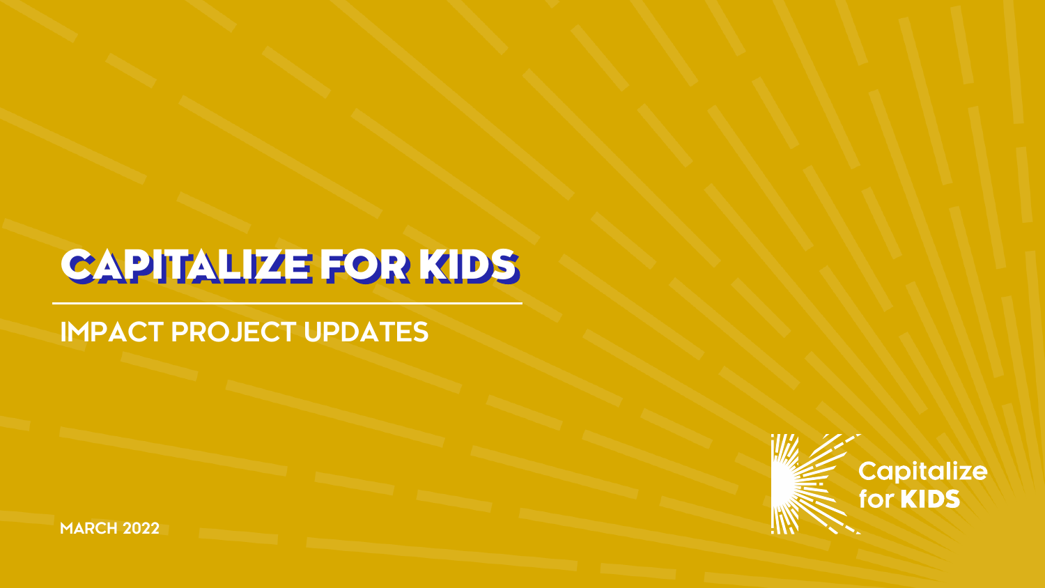# CAPITALIZE FOR KIDS

## IMPACT PROJECT UPDATES

MARCH 2022

Capitalize for KIDS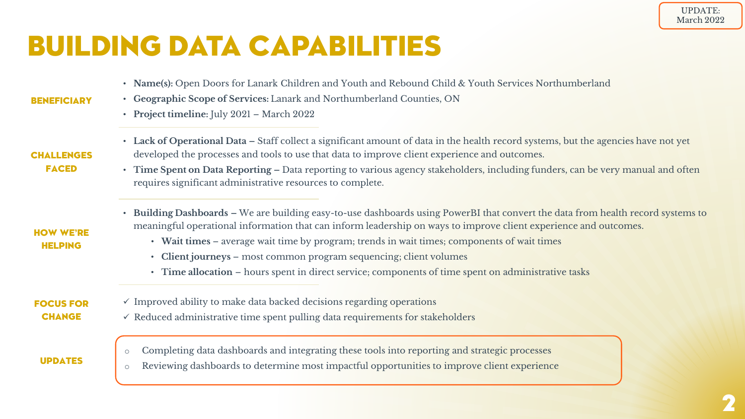UPDATE: March 2022

# BUILDING DATA CAPABILITIES

## BENEFICIARY

- **Name(s):** Open Doors for Lanark Children and Youth and Rebound Child & Youth Services Northumberland
- **Geographic Scope of Services:** Lanark and Northumberland Counties, ON
- **Project timeline:** July 2021 – March 2022

## CHALLENGES FACED

- **Lack of Operational Data –** Staff collect a significant amount of data in the health record systems, but the agencies have not yet developed the processes and tools to use that data to improve client experience and outcomes.
- **Time Spent on Data Reporting –** Data reporting to various agency stakeholders, including funders, can be very manual and often requires significant administrative resources to complete.

## HOW WE'RE HELPING

- **Building Dashboards –** We are building easy-to-use dashboards using PowerBI that convert the data from health record systems to meaningful operational information that can inform leadership on ways to improve client experience and outcomes.
  - **Wait times –** average wait time by program; trends in wait times; components of wait times
  - **Client journeys –** most common program sequencing; client volumes
  - **Time allocation –** hours spent in direct service; components of time spent on administrative tasks

## FOCUS FOR CHANGE

✓ Improved ability to make data backed decisions regarding operations

✓ Reduced administrative time spent pulling data requirements for stakeholders

## UPDATES

- Completing data dashboards and integrating these tools into reporting and strategic processes
- Reviewing dashboards to determine most impactful opportunities to improve client experience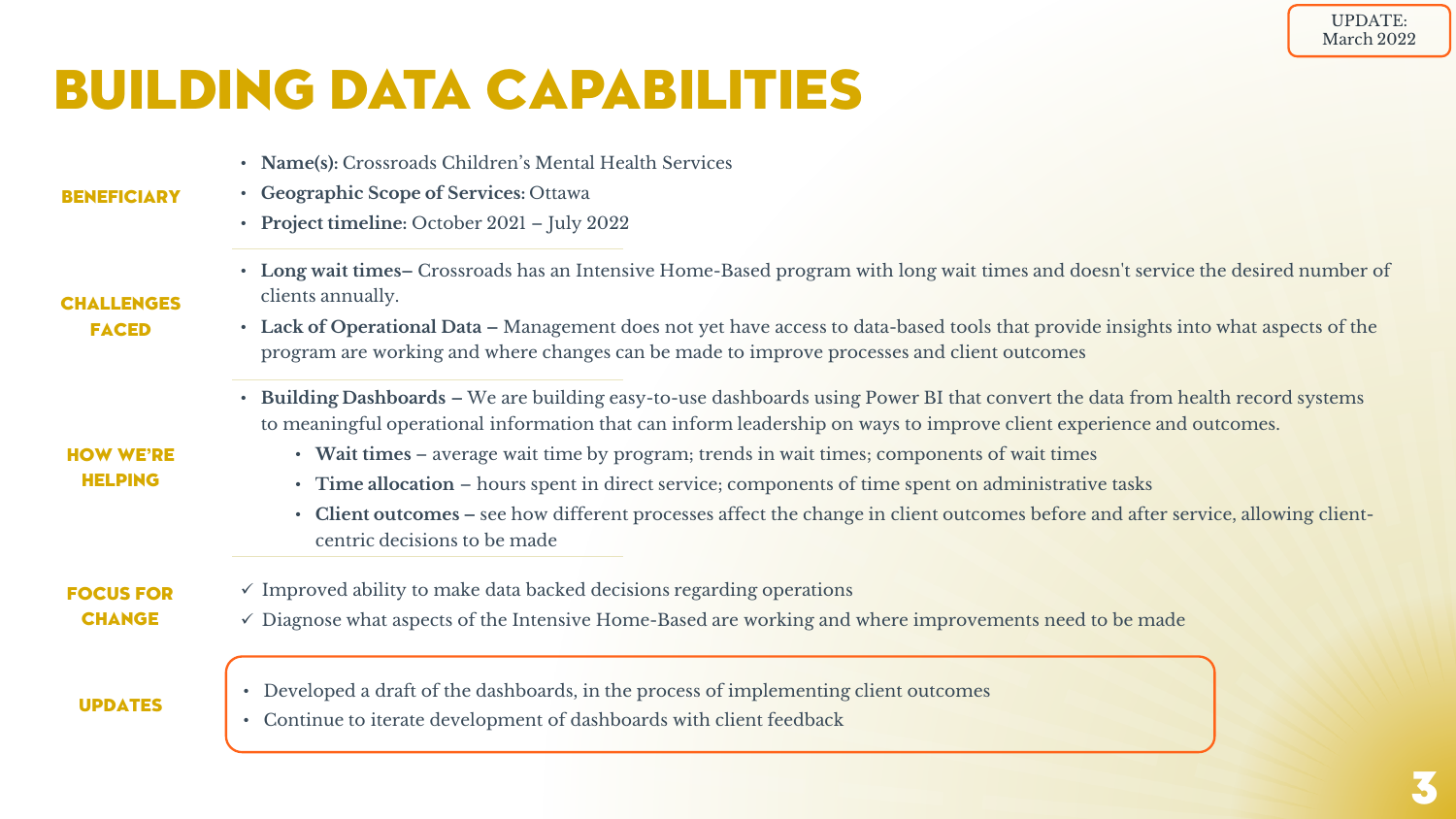UPDATE: March 2022

# BUILDING DATA CAPABILITIES

## BENEFICIARY

- **Name(s):** Crossroads Children's Mental Health Services
- **Geographic Scope of Services:** Ottawa
- **Project timeline:** October 2021 – July 2022

## CHALLENGES FACED

- **Long wait times–** Crossroads has an Intensive Home-Based program with long wait times and doesn't service the desired number of clients annually.
- **Lack of Operational Data –** Management does not yet have access to data-based tools that provide insights into what aspects of the program are working and where changes can be made to improve processes and client outcomes

## HOW WE'RE HELPING

- **Building Dashboards –** We are building easy-to-use dashboards using Power BI that convert the data from health record systems to meaningful operational information that can inform leadership on ways to improve client experience and outcomes.
  - **Wait times** – average wait time by program; trends in wait times; components of wait times
  - **Time allocation** – hours spent in direct service; components of time spent on administrative tasks
  - **Client outcomes –** see how different processes affect the change in client outcomes before and after service, allowing client-centric decisions to be made

## FOCUS FOR CHANGE

- ✓ Improved ability to make data backed decisions regarding operations
- ✓ Diagnose what aspects of the Intensive Home-Based are working and where improvements need to be made

## UPDATES

- Developed a draft of the dashboards, in the process of implementing client outcomes
- Continue to iterate development of dashboards with client feedback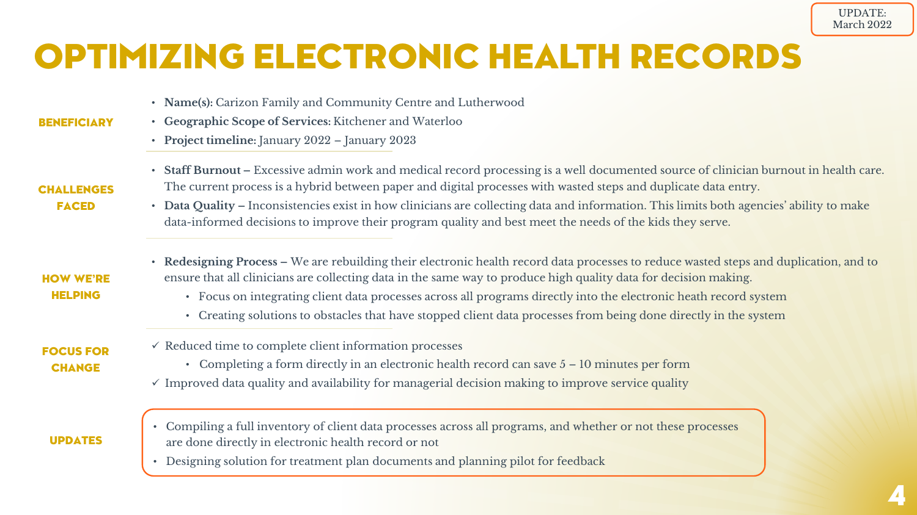UPDATE: March 2022

# OPTIMIZING ELECTRONIC HEALTH RECORDS

## BENEFICIARY

- **Name(s):** Carizon Family and Community Centre and Lutherwood
- **Geographic Scope of Services:** Kitchener and Waterloo
- **Project timeline:** January 2022 – January 2023

## CHALLENGES FACED

- **Staff Burnout –** Excessive admin work and medical record processing is a well documented source of clinician burnout in health care. The current process is a hybrid between paper and digital processes with wasted steps and duplicate data entry.
- **Data Quality –** Inconsistencies exist in how clinicians are collecting data and information. This limits both agencies' ability to make data-informed decisions to improve their program quality and best meet the needs of the kids they serve.

## HOW WE'RE HELPING

- **Redesigning Process –** We are rebuilding their electronic health record data processes to reduce wasted steps and duplication, and to ensure that all clinicians are collecting data in the same way to produce high quality data for decision making.
  - Focus on integrating client data processes across all programs directly into the electronic heath record system
  - Creating solutions to obstacles that have stopped client data processes from being done directly in the system

## FOCUS FOR CHANGE

- ✓ Reduced time to complete client information processes
  - Completing a form directly in an electronic health record can save 5 – 10 minutes per form
- ✓ Improved data quality and availability for managerial decision making to improve service quality

## UPDATES

- Compiling a full inventory of client data processes across all programs, and whether or not these processes are done directly in electronic health record or not
- Designing solution for treatment plan documents and planning pilot for feedback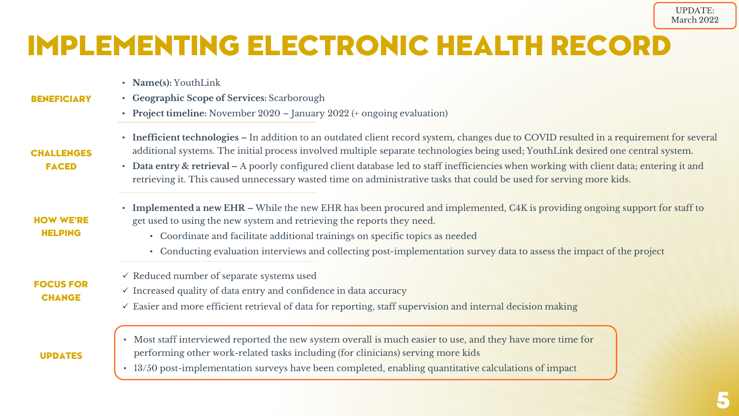UPDATE: March 2022

# IMPLEMENTING ELECTRONIC HEALTH RECORD

### BENEFICIARY

- **Name(s):** YouthLink
- **Geographic Scope of Services:** Scarborough
- **Project timeline:** November 2020 – January 2022 (+ ongoing evaluation)

### CHALLENGES FACED

- **Inefficient technologies –** In addition to an outdated client record system, changes due to COVID resulted in a requirement for several additional systems. The initial process involved multiple separate technologies being used; YouthLink desired one central system.
- **Data entry & retrieval –** A poorly configured client database led to staff inefficiencies when working with client data; entering it and retrieving it. This caused unnecessary wasted time on administrative tasks that could be used for serving more kids.

### HOW WE'RE HELPING

- **Implemented a new EHR –** While the new EHR has been procured and implemented, C4K is providing ongoing support for staff to get used to using the new system and retrieving the reports they need.
  - Coordinate and facilitate additional trainings on specific topics as needed
  - Conducting evaluation interviews and collecting post-implementation survey data to assess the impact of the project

### FOCUS FOR CHANGE

- ✓ Reduced number of separate systems used
- ✓ Increased quality of data entry and confidence in data accuracy
- ✓ Easier and more efficient retrieval of data for reporting, staff supervision and internal decision making

### UPDATES

- Most staff interviewed reported the new system overall is much easier to use, and they have more time for performing other work-related tasks including (for clinicians) serving more kids
- 13/50 post-implementation surveys have been completed, enabling quantitative calculations of impact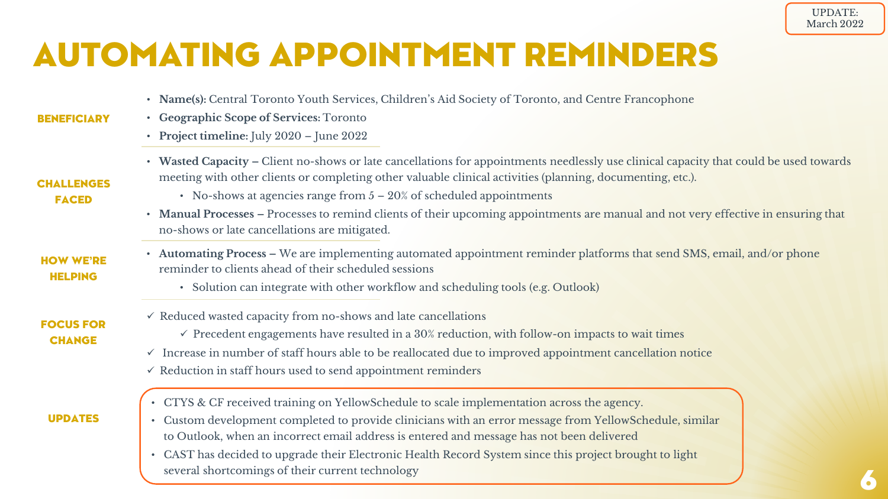UPDATE: March 2022

# AUTOMATING APPOINTMENT REMINDERS

## BENEFICIARY

- **Name(s):** Central Toronto Youth Services, Children's Aid Society of Toronto, and Centre Francophone
- **Geographic Scope of Services**: Toronto
- **Project timeline**: July 2020 – June 2022

## CHALLENGES FACED

- **Wasted Capacity –** Client no-shows or late cancellations for appointments needlessly use clinical capacity that could be used towards meeting with other clients or completing other valuable clinical activities (planning, documenting, etc.).
  - No-shows at agencies range from 5 – 20% of scheduled appointments
- **Manual Processes –** Processes to remind clients of their upcoming appointments are manual and not very effective in ensuring that no-shows or late cancellations are mitigated.

## HOW WE'RE HELPING

- **Automating Process –** We are implementing automated appointment reminder platforms that send SMS, email, and/or phone reminder to clients ahead of their scheduled sessions
  - Solution can integrate with other workflow and scheduling tools (e.g. Outlook)

## FOCUS FOR CHANGE

- ✓ Reduced wasted capacity from no-shows and late cancellations
  - ✓ Precedent engagements have resulted in a 30% reduction, with follow-on impacts to wait times
- ✓ Increase in number of staff hours able to be reallocated due to improved appointment cancellation notice
- ✓ Reduction in staff hours used to send appointment reminders

## UPDATES

- CTYS & CF received training on YellowSchedule to scale implementation across the agency.
- Custom development completed to provide clinicians with an error message from YellowSchedule, similar to Outlook, when an incorrect email address is entered and message has not been delivered
- CAST has decided to upgrade their Electronic Health Record System since this project brought to light several shortcomings of their current technology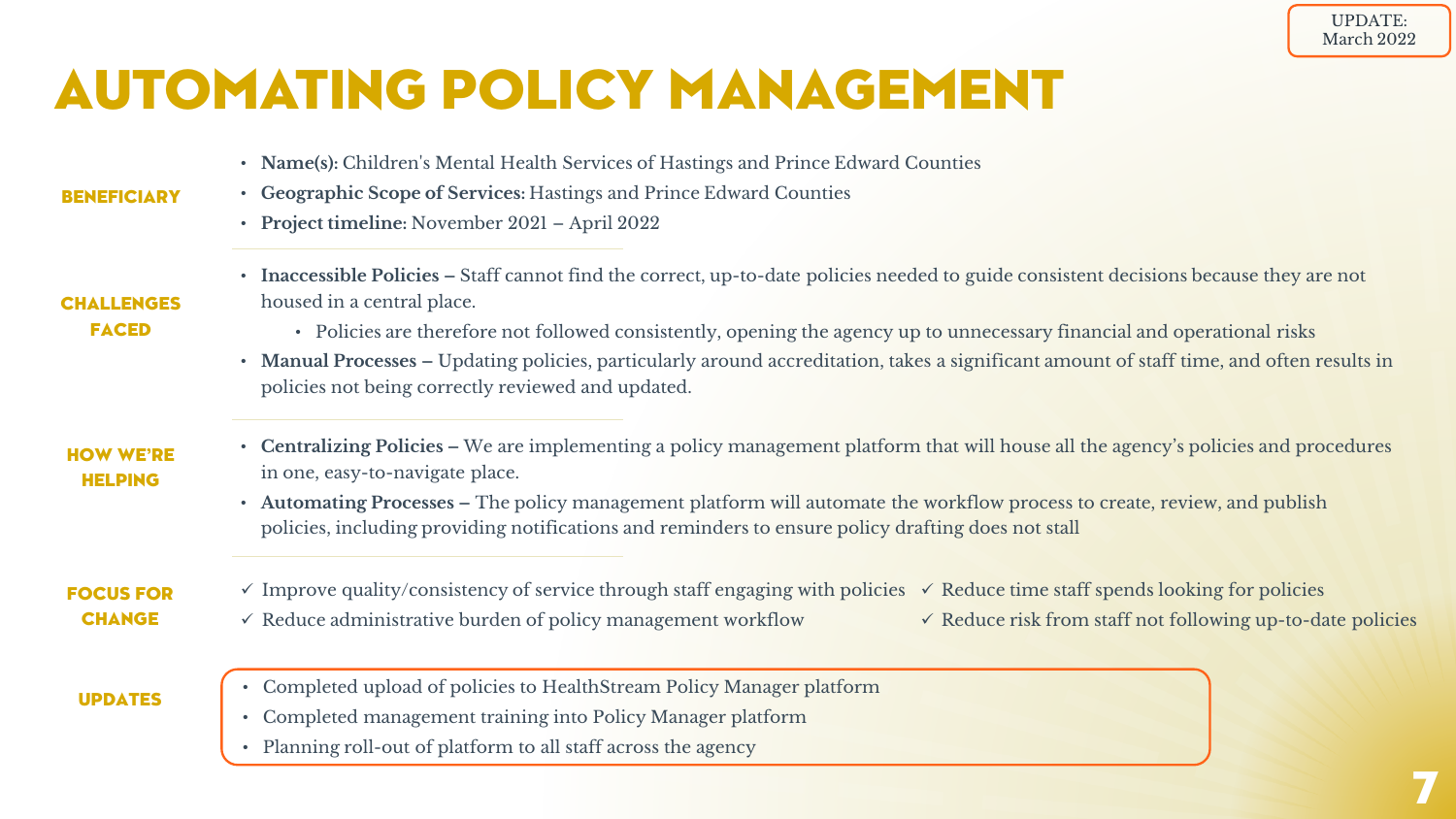UPDATE: March 2022

# AUTOMATING POLICY MANAGEMENT

## BENEFICIARY

- **Name(s):** Children's Mental Health Services of Hastings and Prince Edward Counties
- **Geographic Scope of Services:** Hastings and Prince Edward Counties
- **Project timeline:** November 2021 – April 2022

## CHALLENGES FACED

- **Inaccessible Policies –** Staff cannot find the correct, up-to-date policies needed to guide consistent decisions because they are not housed in a central place.
  - Policies are therefore not followed consistently, opening the agency up to unnecessary financial and operational risks
- **Manual Processes –** Updating policies, particularly around accreditation, takes a significant amount of staff time, and often results in policies not being correctly reviewed and updated.

## HOW WE'RE HELPING

- **Centralizing Policies –** We are implementing a policy management platform that will house all the agency's policies and procedures in one, easy-to-navigate place.
- **Automating Processes –** The policy management platform will automate the workflow process to create, review, and publish policies, including providing notifications and reminders to ensure policy drafting does not stall

## FOCUS FOR CHANGE

- ✓ Improve quality/consistency of service through staff engaging with policies
- ✓ Reduce administrative burden of policy management workflow
- ✓ Reduce time staff spends looking for policies
- ✓ Reduce risk from staff not following up-to-date policies

## UPDATES

- Completed upload of policies to HealthStream Policy Manager platform
- Completed management training into Policy Manager platform
- Planning roll-out of platform to all staff across the agency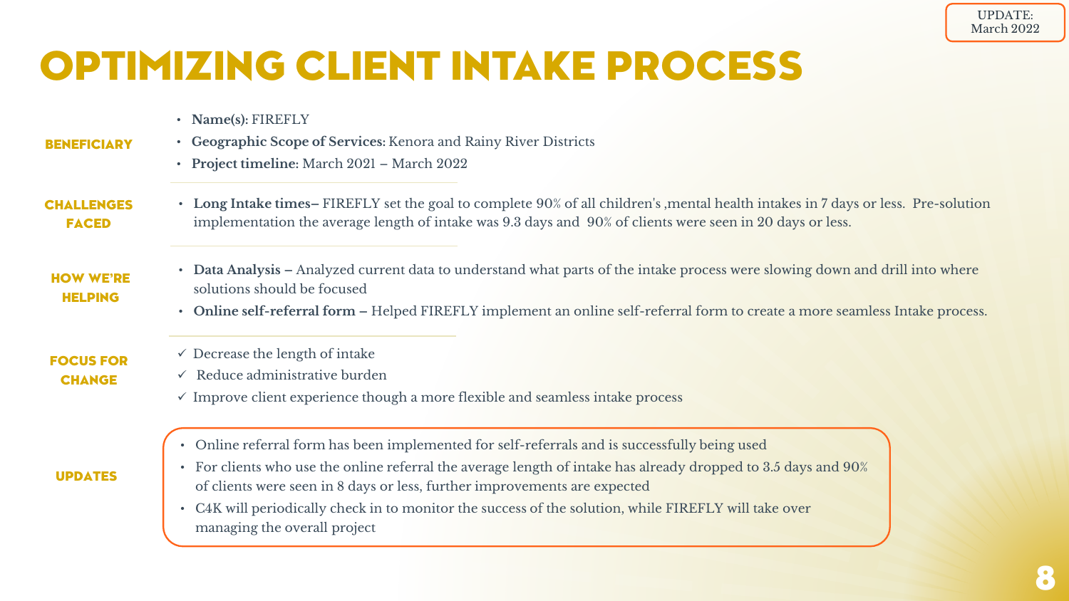UPDATE: March 2022

# OPTIMIZING CLIENT INTAKE PROCESS

**BENEFICIARY**

- **Name(s):** FIREFLY
- **Geographic Scope of Services:** Kenora and Rainy River Districts
- **Project timeline:** March 2021 – March 2022

**CHALLENGES FACED**

- **Long Intake times–** FIREFLY set the goal to complete 90% of all children's ,mental health intakes in 7 days or less. Pre-solution implementation the average length of intake was 9.3 days and 90% of clients were seen in 20 days or less.

**HOW WE'RE HELPING**

- **Data Analysis –** Analyzed current data to understand what parts of the intake process were slowing down and drill into where solutions should be focused
- **Online self-referral form –** Helped FIREFLY implement an online self-referral form to create a more seamless Intake process.

**FOCUS FOR CHANGE**

- ✓ Decrease the length of intake
- ✓ Reduce administrative burden
- ✓ Improve client experience though a more flexible and seamless intake process

**UPDATES**

- Online referral form has been implemented for self-referrals and is successfully being used
- For clients who use the online referral the average length of intake has already dropped to 3.5 days and 90% of clients were seen in 8 days or less, further improvements are expected
- C4K will periodically check in to monitor the success of the solution, while FIREFLY will take over managing the overall project